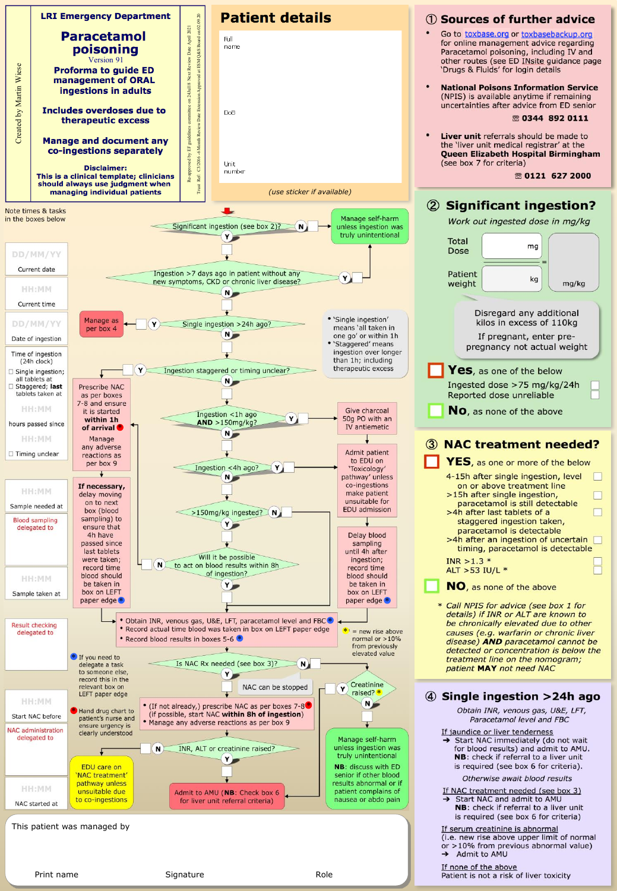# LRI Emergency Department

## Paracetamol poisoning

Version 91

**Proforma to guide ED management of ORAL ingestions in adults**

**Includes overdoses due to therapeutic excess**

**Manage and document any co-ingestions separately**

**Disclaimer:**
**This is a clinical template; clinicians should always use judgment when managing individual patients**

Created by Martin Wiese

Re-approved by EF guidelines committee on 24Jul18 Next Review Date April 2021
Trust Ref: C3/2016 - 6 Month Review Date Extension Approved at ESM Q&S Board on 02.09.20

## Patient details

Full name

DoB

Unit number

*(use sticker if available)*

## ① Sources of further advice

- Go to toxbase.org or toxbasebackup.org for online management advice regarding Paracetamol poisoning, including IV and other routes (see ED INsite guidance page 'Drugs & Fluids' for login details
- **National Poisons Information Service** (NPIS) is available anytime if remaining uncertainties after advice from ED senior ☎ **0344 892 0111**
- **Liver unit** referrals should be made to the 'liver unit medical registrar' at the **Queen Elizabeth Hospital Birmingham** (see box 7 for criteria) ☎ **0121 627 2000**

Note times & tasks in the boxes below

| Field | Entry |
|---|---|
| Current date | DD/MM/YY |
| Current time | HH:MM |
| Date of ingestion | DD/MM/YY |
| Time of ingestion (24h clock) ☐ Single ingestion; all tablets at ☐ Staggered; **last** tablets taken at | HH:MM |
| hours passed since | HH:MM |
| ☐ Timing unclear | |
| Sample needed at | HH:MM |
| Blood sampling delegated to | |
| Sample taken at | HH:MM |
| Result checking delegated to | |
| Start NAC before | HH:MM |
| NAC administration delegated to | |
| NAC started at | HH:MM |

## Flowchart

1. **Significant ingestion (see box 2)?**
   - **N** → Manage self-harm unless ingestion was truly unintentional
   - **Y** → continue
2. **Ingestion >7 days ago in patient without any new symptoms, CKD or chronic liver disease?**
   - **Y** → Manage self-harm unless ingestion was truly unintentional
   - **N** → continue
3. **Single ingestion >24h ago?**
   - **Y** → Manage as per box 4
   - **N** → continue

   - 'Single ingestion' means 'all taken in one go' or within 1h
   - 'Staggered' means ingestion over longer than 1h; including therapeutic excess
4. **Ingestion staggered or timing unclear?**
   - **Y** → Prescribe NAC as per boxes 7-8 and ensure it is started **within 1h of arrival** 🔴. Manage any adverse reactions as per box 9. **If necessary,** delay moving on to next box (blood sampling) to ensure that 4h have passed since last tablets were taken; record time blood should be taken in box on LEFT paper edge 🔵
   - **N** → continue
5. **Ingestion <1h ago AND >150mg/kg?**
   - **Y** → Give charcoal 50g PO with an IV antiemetic
   - **N** → continue
6. **Ingestion <4h ago?**
   - **Y** → Admit patient to EDU on 'Toxicology' pathway' unless co-ingestions make patient unsuitable for EDU admission. Delay blood sampling until 4h after ingestion; record time blood should be taken in box on LEFT paper edge 🔵
   - **N** → continue
7. **>150mg/kg ingested?**
   - **N** → go to blood tests
   - **Y** → continue
8. **Will it be possible to act on blood results within 8h of ingestion?**
   - **N** → Prescribe NAC as per boxes 7-8 (see step 4)
   - **Y** → continue
9. - Obtain INR, venous gas, U&E, LFT, paracetamol level and FBC 🔵
   - Record actual time blood was taken in box on LEFT paper edge
   - Record blood results in boxes 5-6 🔵

   \* = new rise above normal or >10% from previously elevated value
10. **Is NAC Rx needed (see box 3)?**
    - **N** → **Creatinine raised? \***
      - **Y** → (If not already,) prescribe NAC (step 11)
      - **N** → Manage self-harm unless ingestion was truly unintentional. **NB**: discuss with ED senior if other blood results abnormal or if patient complains of nausea or abdo pain
    - **Y** → continue
11. - (If not already,) prescribe NAC as per boxes 7-8 🔴 (if possible, start NAC **within 8h of ingestion**)
    - Manage any adverse reactions as per box 9

    NAC can be stopped
12. **INR, ALT or creatinine raised?**
    - **N** → EDU care on 'NAC treatment' pathway unless unsuitable due to co-ingestions
    - **Y** → Admit to AMU (**NB**: Check box 6 for liver unit referral criteria)

🔵 If you need to delegate a task to someone else, record this in the relevant box on LEFT paper edge

🔴 Hand drug chart to patient's nurse and ensure urgency is clearly understood

## ② Significant ingestion?

*Work out ingested dose in mg/kg*

| | | |
|---|---|---|
| Total Dose | mg | = mg/kg |
| Patient weight | kg | |

Disregard any additional kilos in excess of 110kg

If pregnant, enter pre-pregnancy not actual weight

☐ **Yes**, as one of the below
- Ingested dose >75 mg/kg/24h ☐
- Reported dose unreliable ☐

☐ **No**, as none of the above

## ③ NAC treatment needed?

☐ **YES**, as one or more of the below
- 4-15h after single ingestion, level on or above treatment line ☐
- >15h after single ingestion, paracetamol is still detectable ☐
- >4h after last tablets of a staggered ingestion taken, paracetamol is detectable ☐
- >4h after an ingestion of uncertain timing, paracetamol is detectable ☐
- INR >1.3 \* ☐
- ALT >53 IU/L \* ☐

☐ **NO**, as none of the above

\* *Call NPIS for advice (see box 1 for details) if INR or ALT are known to be chronically elevated due to other causes (e.g. warfarin or chronic liver disease)* ***AND*** *paracetamol cannot be detected or concentration is below the treatment line on the nomogram; patient* ***MAY*** *not need NAC*

## ④ Single ingestion >24h ago

*Obtain INR, venous gas, U&E, LFT, Paracetamol level and FBC*

If jaundice or liver tenderness
➔ Start NAC immediately (do not wait for blood results) and admit to AMU. **NB**: check if referral to a liver unit is required (see box 6 for criteria).

*Otherwise await blood results*

If NAC treatment needed (see box 3)
➔ Start NAC and admit to AMU **NB**: check if referral to a liver unit is required (see box 6 for criteria).

If serum creatinine is abnormal
(i.e. new rise above upper limit of normal or >10% from previous abnormal value)
➔ Admit to AMU

If none of the above
Patient is not a risk of liver toxicity

---

This patient was managed by

Print name | Signature | Role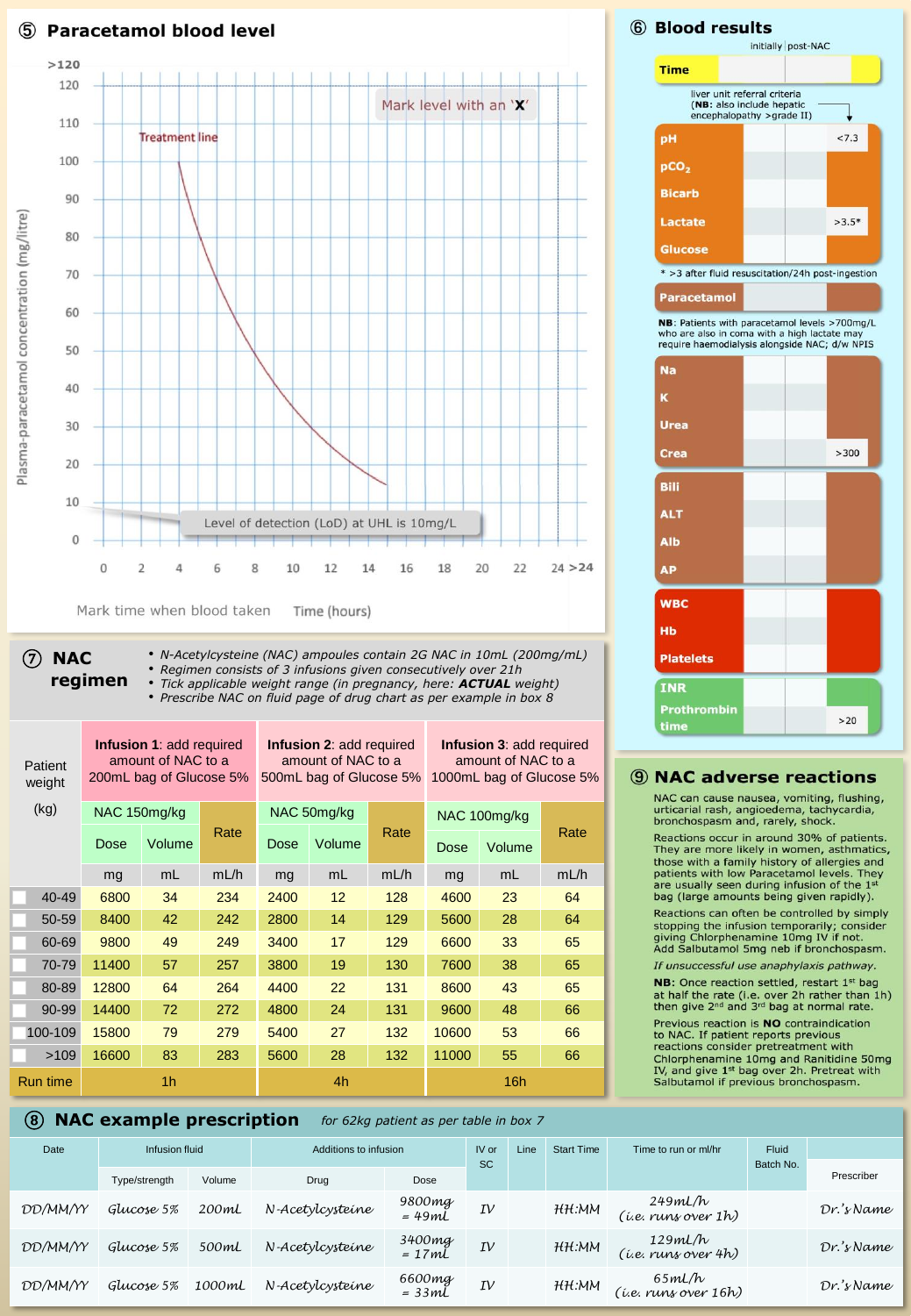## ⑤ Paracetamol blood level

Mark level with an 'X'

Treatment line

Plasma-paracetamol concentration (mg/litre)

>120
120
110
100
90
80
70
60
50
40
30
20
10
0

Level of detection (LoD) at UHL is 10mg/L

0 2 4 6 8 10 12 14 16 18 20 22 24 >24

Mark time when blood taken

Time (hours)

## ⑥ Blood results

initially | post-NAC

**Time**

liver unit referral criteria (**NB:** also include hepatic encephalopathy >grade II)

| | initially | post-NAC | |
|---|---|---|---|
| **pH** | | | <7.3 |
| **pCO$_2$** | | | |
| **Bicarb** | | | |
| **Lactate** | | | >3.5* |
| **Glucose** | | | |

\* >3 after fluid resuscitation/24h post-ingestion

**Paracetamol**

**NB**: Patients with paracetamol levels >700mg/L who are also in coma with a high lactate may require haemodialysis alongside NAC; d/w NPIS

| | initially | post-NAC | |
|---|---|---|---|
| **Na** | | | |
| **K** | | | |
| **Urea** | | | |
| **Crea** | | | >300 |
| **Bili** | | | |
| **ALT** | | | |
| **Alb** | | | |
| **AP** | | | |
| **WBC** | | | |
| **Hb** | | | |
| **Platelets** | | | |
| **INR** | | | |
| **Prothrombin time** | | | >20 |

## ⑦ NAC regimen

- *N-Acetylcysteine (NAC) ampoules contain 2G NAC in 10mL (200mg/mL)*
- *Regimen consists of 3 infusions given consecutively over 21h*
- *Tick applicable weight range (in pregnancy, here: **ACTUAL** weight)*
- *Prescribe NAC on fluid page of drug chart as per example in box 8*

| Patient weight (kg) | **Infusion 1**: add required amount of NAC to a 200mL bag of Glucose 5% | | | **Infusion 2**: add required amount of NAC to a 500mL bag of Glucose 5% | | | **Infusion 3**: add required amount of NAC to a 1000mL bag of Glucose 5% | | |
|---|---|---|---|---|---|---|---|---|---|
| | NAC 150mg/kg | | Rate | NAC 50mg/kg | | Rate | NAC 100mg/kg | | Rate |
| | Dose | Volume | | Dose | Volume | | Dose | Volume | |
| | mg | mL | mL/h | mg | mL | mL/h | mg | mL | mL/h |
| ☐ 40-49 | 6800 | 34 | 234 | 2400 | 12 | 128 | 4600 | 23 | 64 |
| ☐ 50-59 | 8400 | 42 | 242 | 2800 | 14 | 129 | 5600 | 28 | 64 |
| ☐ 60-69 | 9800 | 49 | 249 | 3400 | 17 | 129 | 6600 | 33 | 65 |
| ☐ 70-79 | 11400 | 57 | 257 | 3800 | 19 | 130 | 7600 | 38 | 65 |
| ☐ 80-89 | 12800 | 64 | 264 | 4400 | 22 | 131 | 8600 | 43 | 65 |
| ☐ 90-99 | 14400 | 72 | 272 | 4800 | 24 | 131 | 9600 | 48 | 66 |
| ☐ 100-109 | 15800 | 79 | 279 | 5400 | 27 | 132 | 10600 | 53 | 66 |
| ☐ >109 | 16600 | 83 | 283 | 5600 | 28 | 132 | 11000 | 55 | 66 |
| Run time | 1h | | | 4h | | | 16h | | |

## ⑨ NAC adverse reactions

NAC can cause nausea, vomiting, flushing, urticarial rash, angioedema, tachycardia, bronchospasm and, rarely, shock.

Reactions occur in around 30% of patients. They are more likely in women, asthmatics, those with a family history of allergies and patients with low Paracetamol levels. They are usually seen during infusion of the 1st bag (large amounts being given rapidly).

Reactions can often be controlled by simply stopping the infusion temporarily; consider giving Chlorphenamine 10mg IV if not. Add Salbutamol 5mg neb if bronchospasm.

*If unsuccessful use anaphylaxis pathway.*

**NB**: Once reaction settled, restart 1st bag at half the rate (i.e. over 2h rather than 1h) then give 2nd and 3rd bag at normal rate.

Previous reaction is **NO** contraindication to NAC. If patient reports previous reactions consider pretreatment with Chlorphenamine 10mg and Ranitidine 50mg IV, and give 1st bag over 2h. Pretreat with Salbutamol if previous bronchospasm.

## ⑧ NAC example prescription

*for 62kg patient as per table in box 7*

| Date | Infusion fluid | | Additions to infusion | | IV or SC | Line | Start Time | Time to run or ml/hr | Fluid Batch No. | Prescriber |
|---|---|---|---|---|---|---|---|---|---|---|
| | Type/strength | Volume | Drug | Dose | | | | | | |
| DD/MM/YY | Glucose 5% | 200mL | N-Acetylcysteine | 9800mg = 49mL | IV | | HH:MM | 249mL/h (i.e. runs over 1h) | | Dr.'s Name |
| DD/MM/YY | Glucose 5% | 500mL | N-Acetylcysteine | 3400mg = 17mL | IV | | HH:MM | 129mL/h (i.e. runs over 4h) | | Dr.'s Name |
| DD/MM/YY | Glucose 5% | 1000mL | N-Acetylcysteine | 6600mg = 33mL | IV | | HH:MM | 65mL/h (i.e. runs over 16h) | | Dr.'s Name |